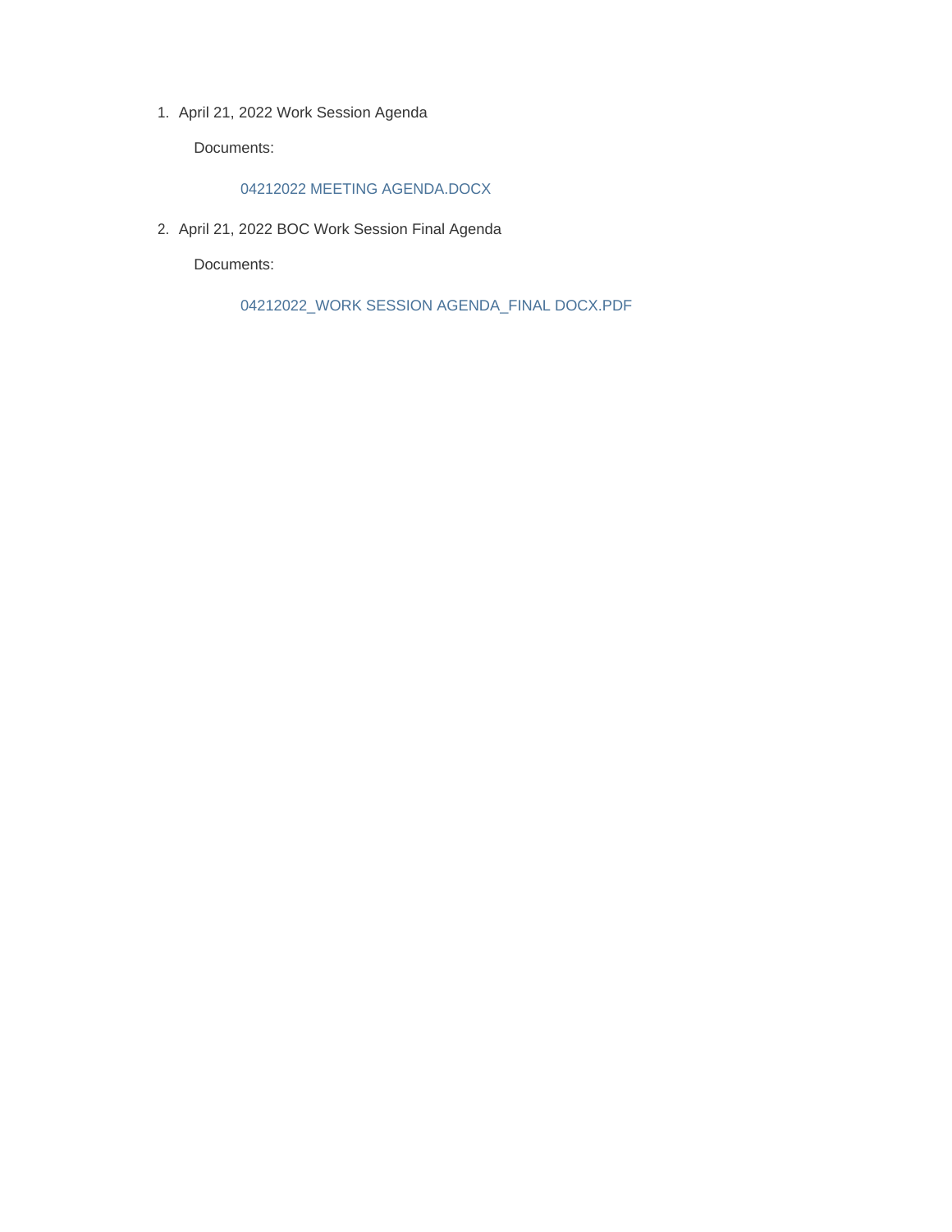1. April 21, 2022 Work Session Agenda

   Documents:

   04212022 MEETING AGENDA.DOCX

2. April 21, 2022 BOC Work Session Final Agenda

   Documents:

   04212022_WORK SESSION AGENDA_FINAL DOCX.PDF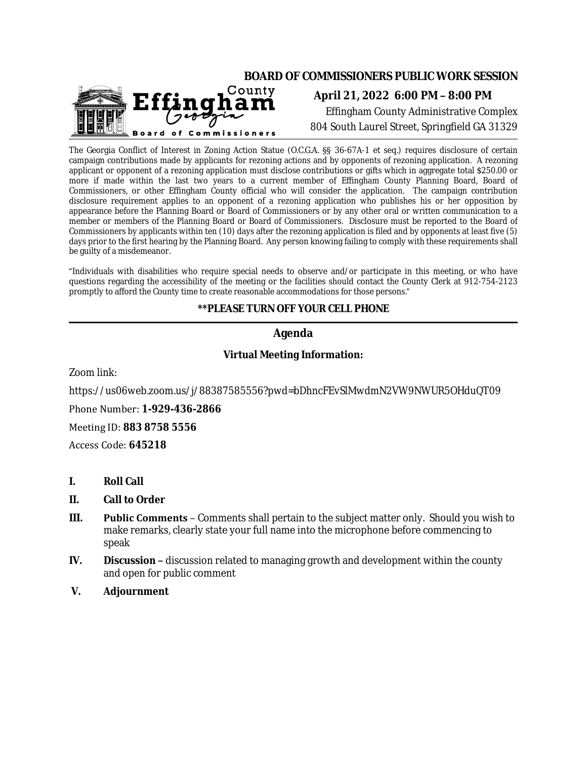# BOARD OF COMMISSIONERS PUBLIC WORK SESSION

**April 21, 2022 6:00 PM – 8:00 PM**

Effingham County Administrative Complex

804 South Laurel Street, Springfield GA 31329

The Georgia Conflict of Interest in Zoning Action Statue (O.C.G.A. §§ 36-67A-1 et seq.) requires disclosure of certain campaign contributions made by applicants for rezoning actions and by opponents of rezoning application. A rezoning applicant or opponent of a rezoning application must disclose contributions or gifts which in aggregate total $250.00 or more if made within the last two years to a current member of Effingham County Planning Board, Board of Commissioners, or other Effingham County official who will consider the application. The campaign contribution disclosure requirement applies to an opponent of a rezoning application who publishes his or her opposition by appearance before the Planning Board or Board of Commissioners or by any other oral or written communication to a member or members of the Planning Board or Board of Commissioners. Disclosure must be reported to the Board of Commissioners by applicants within ten (10) days after the rezoning application is filed and by opponents at least five (5) days prior to the first hearing by the Planning Board. Any person knowing failing to comply with these requirements shall be guilty of a misdemeanor.

"Individuals with disabilities who require special needs to observe and/or participate in this meeting, or who have questions regarding the accessibility of the meeting or the facilities should contact the County Clerk at 912-754-2123 promptly to afford the County time to create reasonable accommodations for those persons."

**\*\*PLEASE TURN OFF YOUR CELL PHONE**

## Agenda

**Virtual Meeting Information:**

Zoom link:

https://us06web.zoom.us/j/88387585556?pwd=bDhncFEvSlMwdmN2VW9NWUR5OHduQT09

Phone Number: **1-929-436-2866**

Meeting ID: **883 8758 5556**

Access Code: **645218**

I. **Roll Call**

II. **Call to Order**

III. **Public Comments** – Comments shall pertain to the subject matter only. Should you wish to make remarks, clearly state your full name into the microphone before commencing to speak

IV. **Discussion –** discussion related to managing growth and development within the county and open for public comment

V. **Adjournment**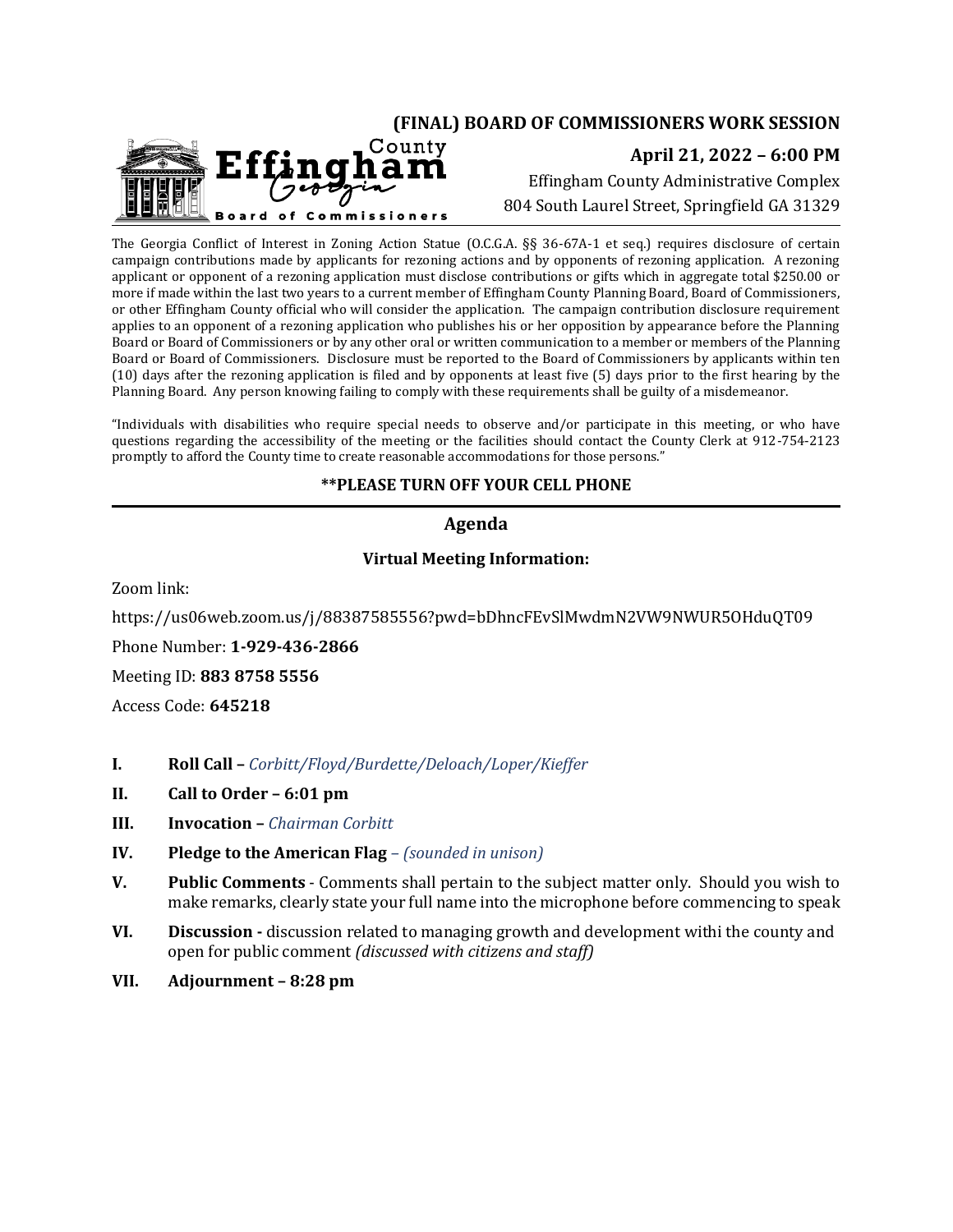# (FINAL) BOARD OF COMMISSIONERS WORK SESSION

**April 21, 2022 – 6:00 PM**

Effingham County Administrative Complex

804 South Laurel Street, Springfield GA 31329

The Georgia Conflict of Interest in Zoning Action Statue (O.C.G.A. §§ 36-67A-1 et seq.) requires disclosure of certain campaign contributions made by applicants for rezoning actions and by opponents of rezoning application. A rezoning applicant or opponent of a rezoning application must disclose contributions or gifts which in aggregate total $250.00 or more if made within the last two years to a current member of Effingham County Planning Board, Board of Commissioners, or other Effingham County official who will consider the application. The campaign contribution disclosure requirement applies to an opponent of a rezoning application who publishes his or her opposition by appearance before the Planning Board or Board of Commissioners or by any other oral or written communication to a member or members of the Planning Board or Board of Commissioners. Disclosure must be reported to the Board of Commissioners by applicants within ten (10) days after the rezoning application is filed and by opponents at least five (5) days prior to the first hearing by the Planning Board. Any person knowing failing to comply with these requirements shall be guilty of a misdemeanor.

"Individuals with disabilities who require special needs to observe and/or participate in this meeting, or who have questions regarding the accessibility of the meeting or the facilities should contact the County Clerk at 912-754-2123 promptly to afford the County time to create reasonable accommodations for those persons."

**\*\*PLEASE TURN OFF YOUR CELL PHONE**

## Agenda

### Virtual Meeting Information:

Zoom link:

https://us06web.zoom.us/j/88387585556?pwd=bDhncFEvSlMwdmN2VW9NWUR5OHduQT09

Phone Number: **1-929-436-2866**

Meeting ID: **883 8758 5556**

Access Code: **645218**

**I. Roll Call –** *Corbitt/Floyd/Burdette/Deloach/Loper/Kieffer*

**II. Call to Order – 6:01 pm**

**III. Invocation –** *Chairman Corbitt*

**IV. Pledge to the American Flag** *– (sounded in unison)*

**V. Public Comments** - Comments shall pertain to the subject matter only. Should you wish to make remarks, clearly state your full name into the microphone before commencing to speak

**VI. Discussion -** discussion related to managing growth and development withi the county and open for public comment *(discussed with citizens and staff)*

**VII. Adjournment – 8:28 pm**